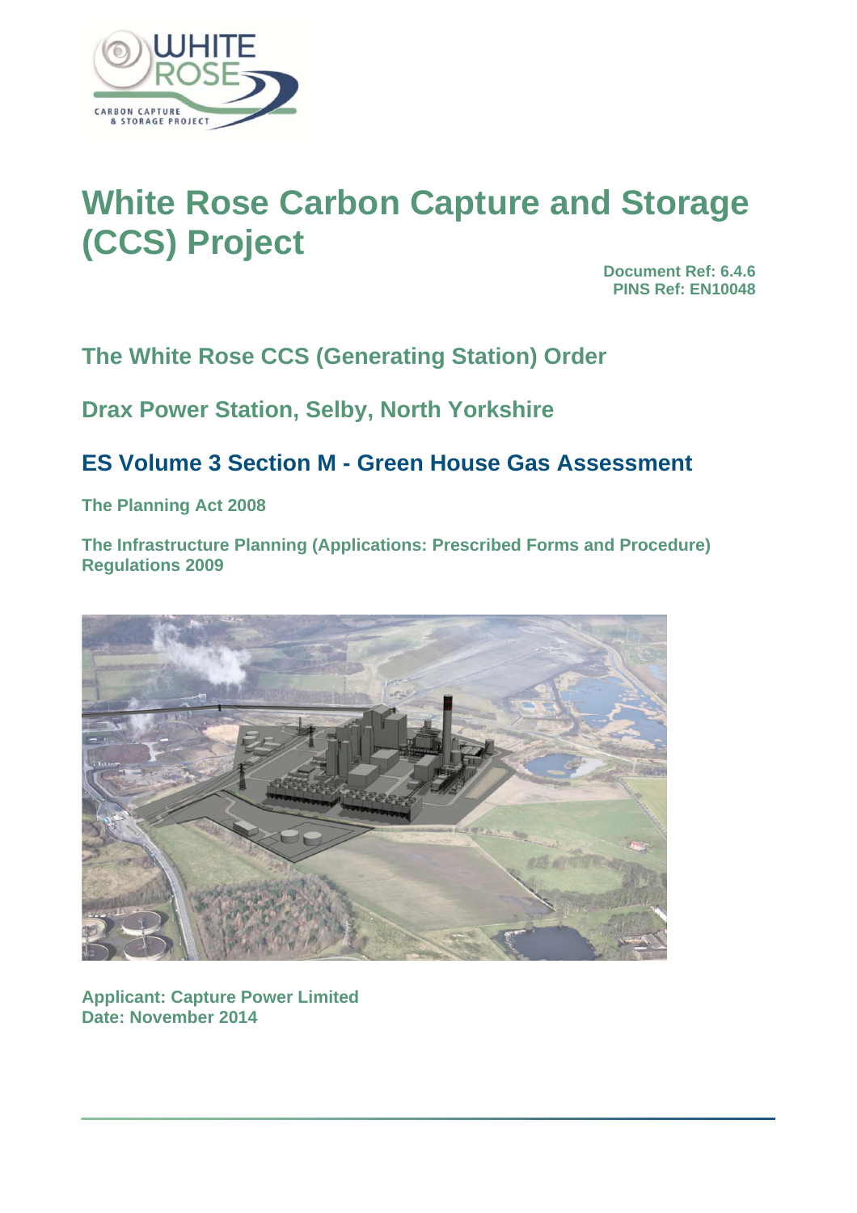# White Rose Carbon Capture and Storage (CCS) Project

**Document Ref: 6.4.6**
**PINS Ref: EN10048**

## The White Rose CCS (Generating Station) Order

## Drax Power Station, Selby, North Yorkshire

## ES Volume 3 Section M - Green House Gas Assessment

**The Planning Act 2008**

**The Infrastructure Planning (Applications: Prescribed Forms and Procedure) Regulations 2009**

**Applicant: Capture Power Limited**
**Date: November 2014**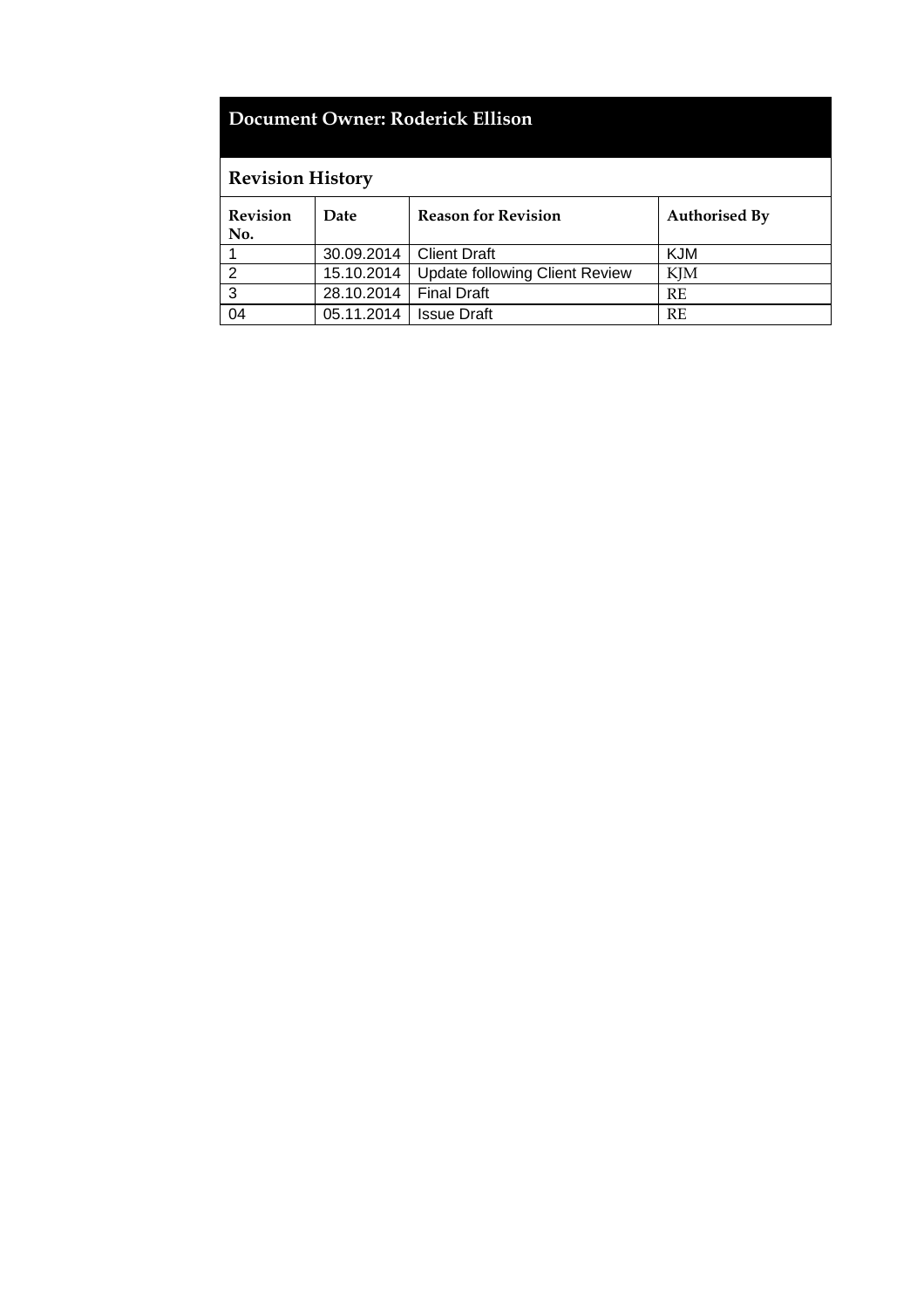**Document Owner: Roderick Ellison**

**Revision History**

| Revision No. | Date | Reason for Revision | Authorised By |
|---|---|---|---|
| 1 | 30.09.2014 | Client Draft | KJM |
| 2 | 15.10.2014 | Update following Client Review | KJM |
| 3 | 28.10.2014 | Final Draft | RE |
| 04 | 05.11.2014 | Issue Draft | RE |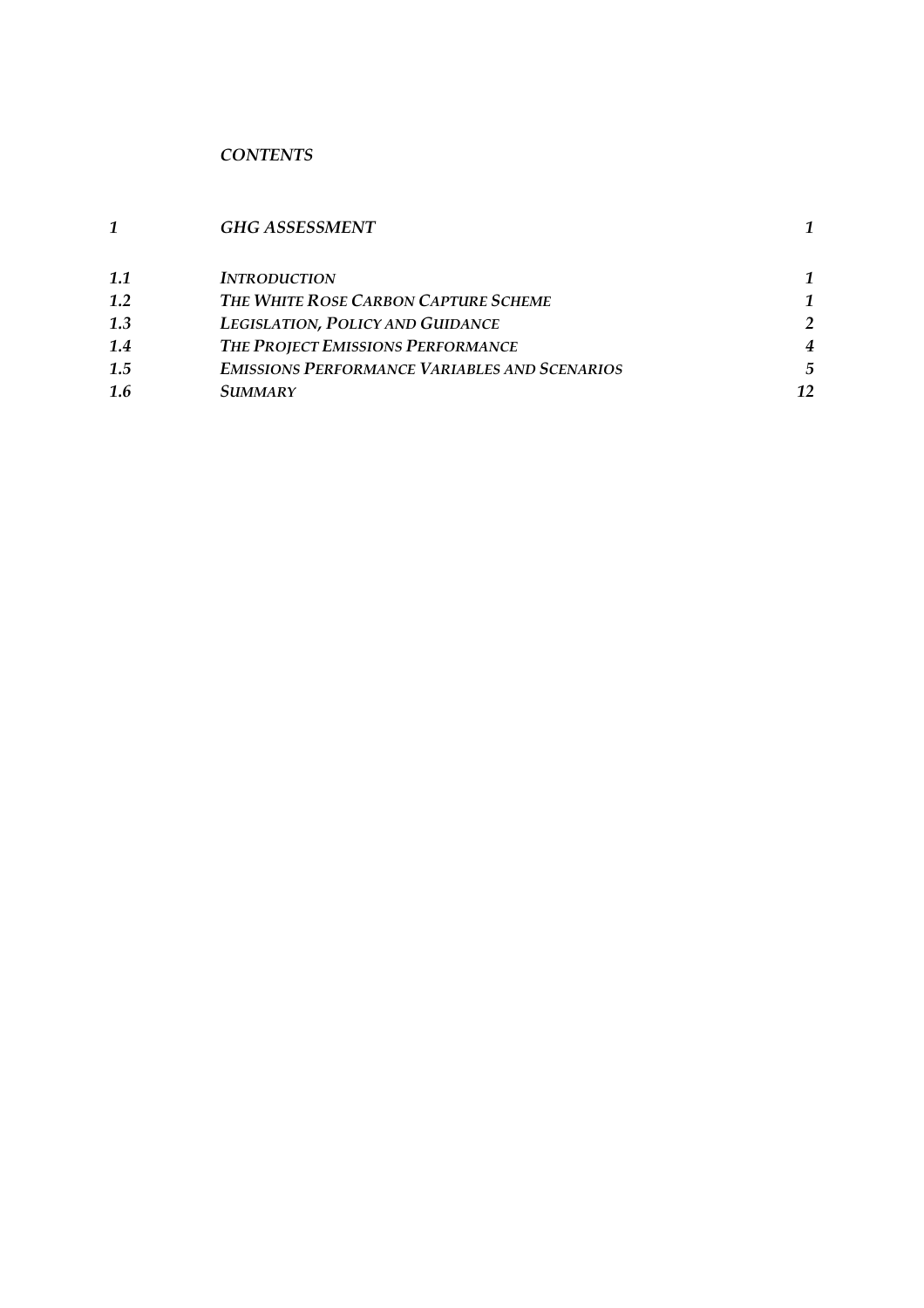*CONTENTS*

| | | |
|---|---|---|
| *1* | *GHG ASSESSMENT* | *1* |
| *1.1* | *INTRODUCTION* | *1* |
| *1.2* | *THE WHITE ROSE CARBON CAPTURE SCHEME* | *1* |
| *1.3* | *LEGISLATION, POLICY AND GUIDANCE* | *2* |
| *1.4* | *THE PROJECT EMISSIONS PERFORMANCE* | *4* |
| *1.5* | *EMISSIONS PERFORMANCE VARIABLES AND SCENARIOS* | *5* |
| *1.6* | *SUMMARY* | *12* |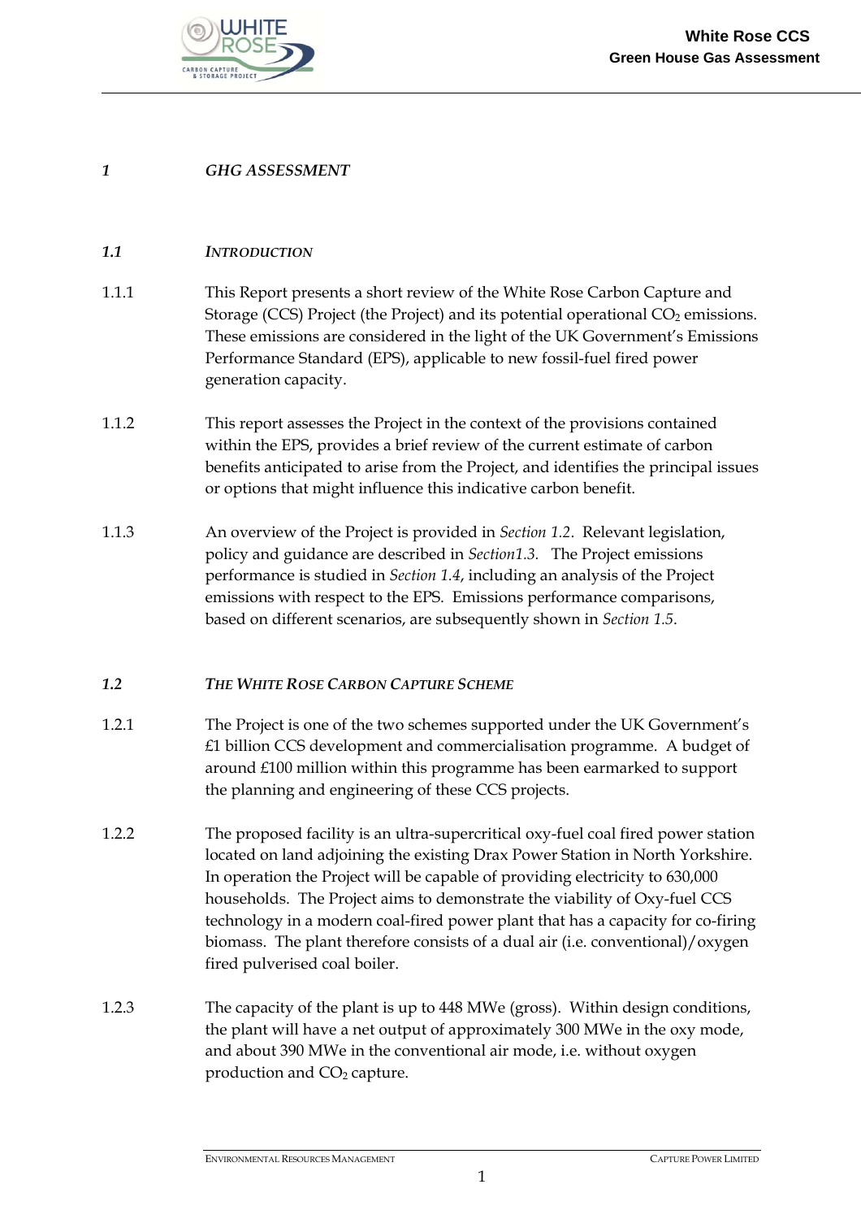# *1 GHG ASSESSMENT*

## *1.1 INTRODUCTION*

1.1.1 This Report presents a short review of the White Rose Carbon Capture and Storage (CCS) Project (the Project) and its potential operational $CO_2$ emissions. These emissions are considered in the light of the UK Government's Emissions Performance Standard (EPS), applicable to new fossil-fuel fired power generation capacity.

1.1.2 This report assesses the Project in the context of the provisions contained within the EPS, provides a brief review of the current estimate of carbon benefits anticipated to arise from the Project, and identifies the principal issues or options that might influence this indicative carbon benefit.

1.1.3 An overview of the Project is provided in *Section 1.2*. Relevant legislation, policy and guidance are described in *Section1.3*. The Project emissions performance is studied in *Section 1.4*, including an analysis of the Project emissions with respect to the EPS. Emissions performance comparisons, based on different scenarios, are subsequently shown in *Section 1.5*.

## *1.2 THE WHITE ROSE CARBON CAPTURE SCHEME*

1.2.1 The Project is one of the two schemes supported under the UK Government's £1 billion CCS development and commercialisation programme. A budget of around £100 million within this programme has been earmarked to support the planning and engineering of these CCS projects.

1.2.2 The proposed facility is an ultra-supercritical oxy-fuel coal fired power station located on land adjoining the existing Drax Power Station in North Yorkshire. In operation the Project will be capable of providing electricity to 630,000 households. The Project aims to demonstrate the viability of Oxy-fuel CCS technology in a modern coal-fired power plant that has a capacity for co-firing biomass. The plant therefore consists of a dual air (i.e. conventional)/oxygen fired pulverised coal boiler.

1.2.3 The capacity of the plant is up to 448 MWe (gross). Within design conditions, the plant will have a net output of approximately 300 MWe in the oxy mode, and about 390 MWe in the conventional air mode, i.e. without oxygen production and $CO_2$ capture.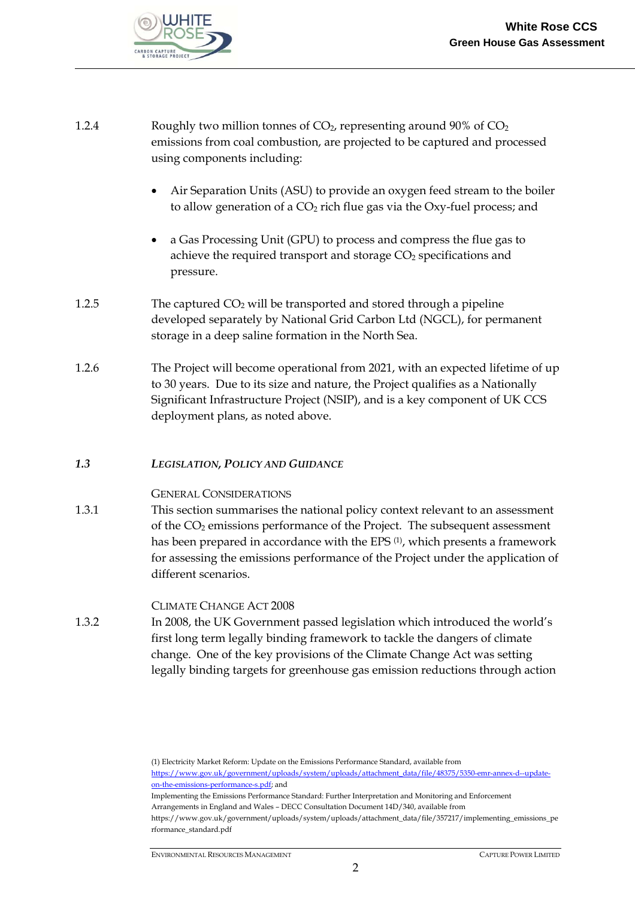1.2.4 Roughly two million tonnes of $CO_2$, representing around 90% of $CO_2$ emissions from coal combustion, are projected to be captured and processed using components including:

- Air Separation Units (ASU) to provide an oxygen feed stream to the boiler to allow generation of a $CO_2$ rich flue gas via the Oxy-fuel process; and

- a Gas Processing Unit (GPU) to process and compress the flue gas to achieve the required transport and storage $CO_2$ specifications and pressure.

1.2.5 The captured $CO_2$ will be transported and stored through a pipeline developed separately by National Grid Carbon Ltd (NGCL), for permanent storage in a deep saline formation in the North Sea.

1.2.6 The Project will become operational from 2021, with an expected lifetime of up to 30 years. Due to its size and nature, the Project qualifies as a Nationally Significant Infrastructure Project (NSIP), and is a key component of UK CCS deployment plans, as noted above.

## *1.3 LEGISLATION, POLICY AND GUIDANCE*

### GENERAL CONSIDERATIONS

1.3.1 This section summarises the national policy context relevant to an assessment of the $CO_2$ emissions performance of the Project. The subsequent assessment has been prepared in accordance with the EPS [1], which presents a framework for assessing the emissions performance of the Project under the application of different scenarios.

### CLIMATE CHANGE ACT 2008

1.3.2 In 2008, the UK Government passed legislation which introduced the world's first long term legally binding framework to tackle the dangers of climate change. One of the key provisions of the Climate Change Act was setting legally binding targets for greenhouse gas emission reductions through action

(1) Electricity Market Reform: Update on the Emissions Performance Standard, available from https://www.gov.uk/government/uploads/system/uploads/attachment_data/file/48375/5350-emr-annex-d--update-on-the-emissions-performance-s.pdf; and
Implementing the Emissions Performance Standard: Further Interpretation and Monitoring and Enforcement Arrangements in England and Wales – DECC Consultation Document 14D/340, available from https://www.gov.uk/government/uploads/system/uploads/attachment_data/file/357217/implementing_emissions_performance_standard.pdf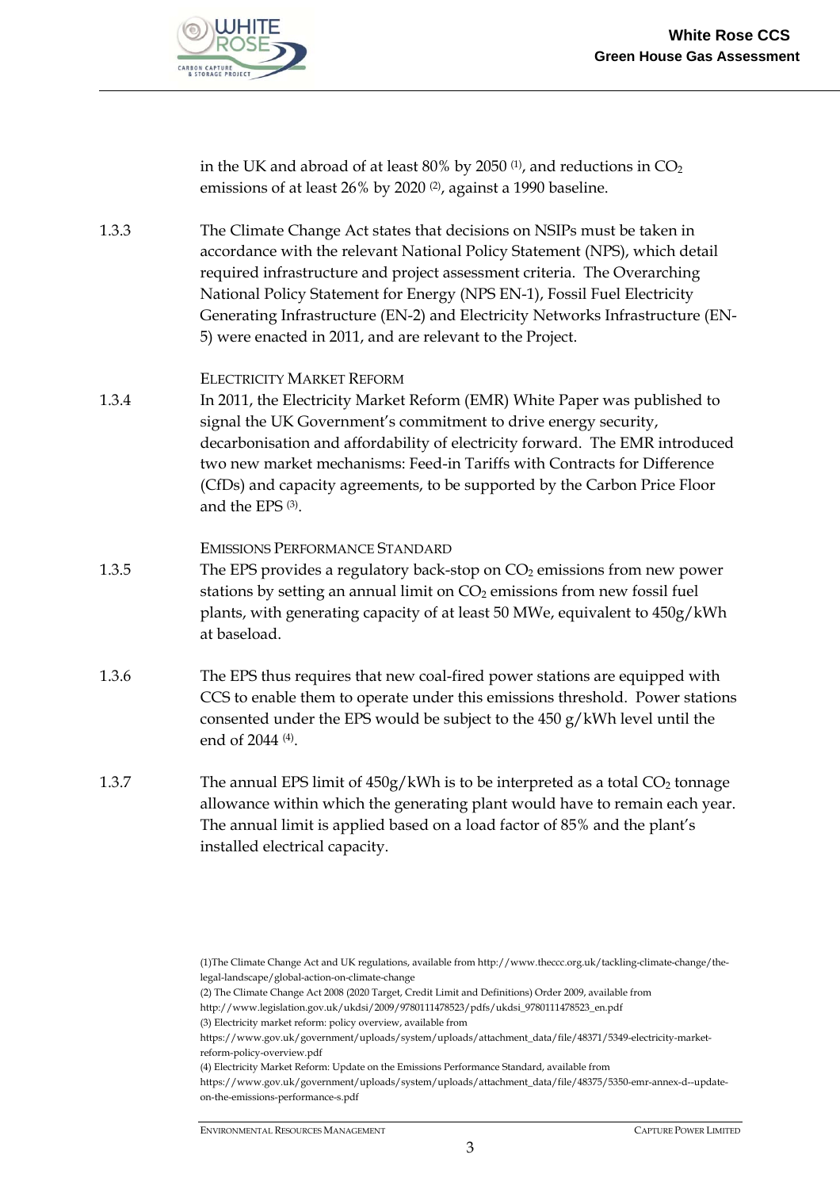in the UK and abroad of at least 80% by 2050 [1], and reductions in $CO_2$ emissions of at least 26% by 2020 [2], against a 1990 baseline.

1.3.3 The Climate Change Act states that decisions on NSIPs must be taken in accordance with the relevant National Policy Statement (NPS), which detail required infrastructure and project assessment criteria. The Overarching National Policy Statement for Energy (NPS EN-1), Fossil Fuel Electricity Generating Infrastructure (EN-2) and Electricity Networks Infrastructure (EN-5) were enacted in 2011, and are relevant to the Project.

### Electricity Market Reform

1.3.4 In 2011, the Electricity Market Reform (EMR) White Paper was published to signal the UK Government's commitment to drive energy security, decarbonisation and affordability of electricity forward. The EMR introduced two new market mechanisms: Feed-in Tariffs with Contracts for Difference (CfDs) and capacity agreements, to be supported by the Carbon Price Floor and the EPS [3].

### Emissions Performance Standard

1.3.5 The EPS provides a regulatory back-stop on $CO_2$ emissions from new power stations by setting an annual limit on $CO_2$ emissions from new fossil fuel plants, with generating capacity of at least 50 MWe, equivalent to 450g/kWh at baseload.

1.3.6 The EPS thus requires that new coal-fired power stations are equipped with CCS to enable them to operate under this emissions threshold. Power stations consented under the EPS would be subject to the 450 g/kWh level until the end of 2044 [4].

1.3.7 The annual EPS limit of 450g/kWh is to be interpreted as a total $CO_2$ tonnage allowance within which the generating plant would have to remain each year. The annual limit is applied based on a load factor of 85% and the plant's installed electrical capacity.

(1)The Climate Change Act and UK regulations, available from http://www.theccc.org.uk/tackling-climate-change/the-legal-landscape/global-action-on-climate-change

(2) The Climate Change Act 2008 (2020 Target, Credit Limit and Definitions) Order 2009, available from http://www.legislation.gov.uk/ukdsi/2009/9780111478523/pdfs/ukdsi_9780111478523_en.pdf

(3) Electricity market reform: policy overview, available from https://www.gov.uk/government/uploads/system/uploads/attachment_data/file/48371/5349-electricity-market-reform-policy-overview.pdf

(4) Electricity Market Reform: Update on the Emissions Performance Standard, available from https://www.gov.uk/government/uploads/system/uploads/attachment_data/file/48375/5350-emr-annex-d--update-on-the-emissions-performance-s.pdf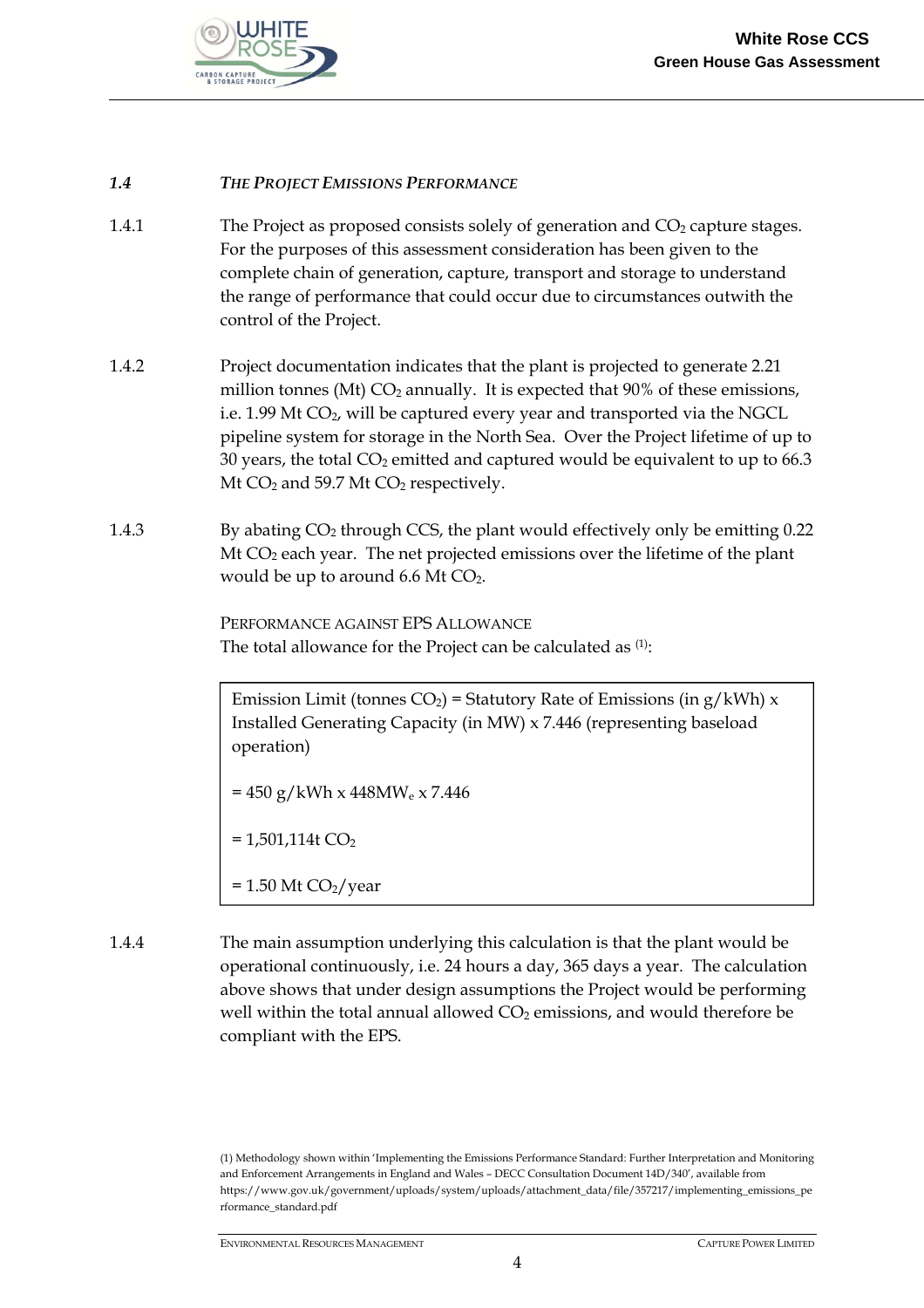### 1.4 *THE PROJECT EMISSIONS PERFORMANCE*

1.4.1 The Project as proposed consists solely of generation and $CO_2$ capture stages. For the purposes of this assessment consideration has been given to the complete chain of generation, capture, transport and storage to understand the range of performance that could occur due to circumstances outwith the control of the Project.

1.4.2 Project documentation indicates that the plant is projected to generate 2.21 million tonnes (Mt) $CO_2$ annually. It is expected that 90% of these emissions, i.e. 1.99 Mt $CO_2$, will be captured every year and transported via the NGCL pipeline system for storage in the North Sea. Over the Project lifetime of up to 30 years, the total $CO_2$ emitted and captured would be equivalent to up to 66.3 Mt $CO_2$ and 59.7 Mt $CO_2$ respectively.

1.4.3 By abating $CO_2$ through CCS, the plant would effectively only be emitting 0.22 Mt $CO_2$ each year. The net projected emissions over the lifetime of the plant would be up to around 6.6 Mt $CO_2$.

PERFORMANCE AGAINST EPS ALLOWANCE

The total allowance for the Project can be calculated as [1]:

> Emission Limit (tonnes $CO_2$) = Statutory Rate of Emissions (in g/kWh) x Installed Generating Capacity (in MW) x 7.446 (representing baseload operation)
>
> = 450 g/kWh x 448MW$_e$ x 7.446
>
> = 1,501,114t $CO_2$
>
> = 1.50 Mt $CO_2$/year

1.4.4 The main assumption underlying this calculation is that the plant would be operational continuously, i.e. 24 hours a day, 365 days a year. The calculation above shows that under design assumptions the Project would be performing well within the total annual allowed $CO_2$ emissions, and would therefore be compliant with the EPS.

(1) Methodology shown within 'Implementing the Emissions Performance Standard: Further Interpretation and Monitoring and Enforcement Arrangements in England and Wales – DECC Consultation Document 14D/340', available from https://www.gov.uk/government/uploads/system/uploads/attachment_data/file/357217/implementing_emissions_performance_standard.pdf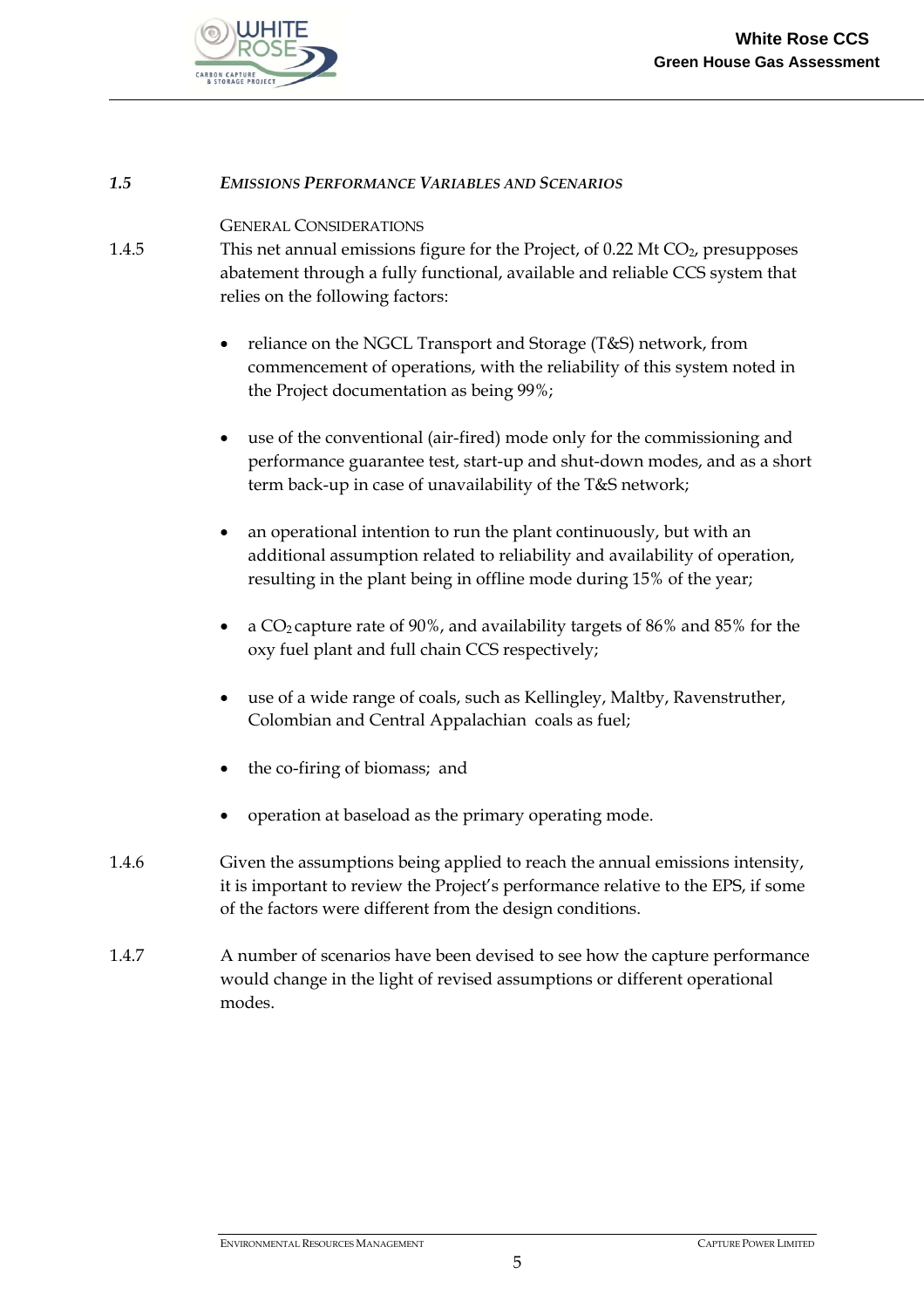### *1.5 Emissions Performance Variables and Scenarios*

General Considerations

1.4.5 This net annual emissions figure for the Project, of 0.22 Mt $CO_2$, presupposes abatement through a fully functional, available and reliable CCS system that relies on the following factors:

- reliance on the NGCL Transport and Storage (T&S) network, from commencement of operations, with the reliability of this system noted in the Project documentation as being 99%;
- use of the conventional (air-fired) mode only for the commissioning and performance guarantee test, start-up and shut-down modes, and as a short term back-up in case of unavailability of the T&S network;
- an operational intention to run the plant continuously, but with an additional assumption related to reliability and availability of operation, resulting in the plant being in offline mode during 15% of the year;
- a $CO_2$ capture rate of 90%, and availability targets of 86% and 85% for the oxy fuel plant and full chain CCS respectively;
- use of a wide range of coals, such as Kellingley, Maltby, Ravenstruther, Colombian and Central Appalachian coals as fuel;
- the co-firing of biomass; and
- operation at baseload as the primary operating mode.

1.4.6 Given the assumptions being applied to reach the annual emissions intensity, it is important to review the Project's performance relative to the EPS, if some of the factors were different from the design conditions.

1.4.7 A number of scenarios have been devised to see how the capture performance would change in the light of revised assumptions or different operational modes.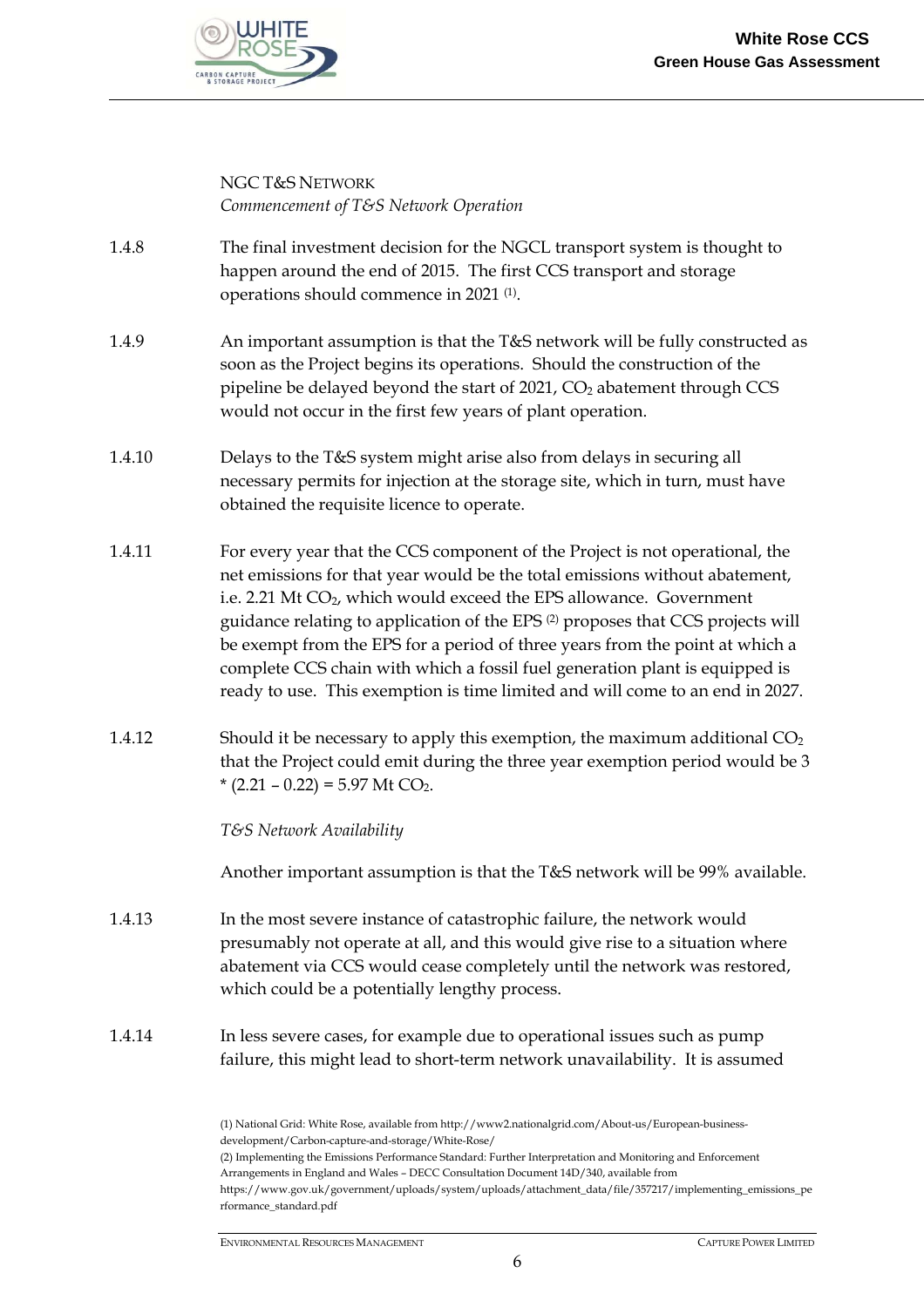NGC T&S NETWORK

*Commencement of T&S Network Operation*

1.4.8 The final investment decision for the NGCL transport system is thought to happen around the end of 2015. The first CCS transport and storage operations should commence in 2021 (1).

1.4.9 An important assumption is that the T&S network will be fully constructed as soon as the Project begins its operations. Should the construction of the pipeline be delayed beyond the start of 2021, $CO_2$ abatement through CCS would not occur in the first few years of plant operation.

1.4.10 Delays to the T&S system might arise also from delays in securing all necessary permits for injection at the storage site, which in turn, must have obtained the requisite licence to operate.

1.4.11 For every year that the CCS component of the Project is not operational, the net emissions for that year would be the total emissions without abatement, i.e. 2.21 Mt $CO_2$, which would exceed the EPS allowance. Government guidance relating to application of the EPS (2) proposes that CCS projects will be exempt from the EPS for a period of three years from the point at which a complete CCS chain with which a fossil fuel generation plant is equipped is ready to use. This exemption is time limited and will come to an end in 2027.

1.4.12 Should it be necessary to apply this exemption, the maximum additional $CO_2$ that the Project could emit during the three year exemption period would be 3 * (2.21 – 0.22) = 5.97 Mt $CO_2$.

*T&S Network Availability*

Another important assumption is that the T&S network will be 99% available.

1.4.13 In the most severe instance of catastrophic failure, the network would presumably not operate at all, and this would give rise to a situation where abatement via CCS would cease completely until the network was restored, which could be a potentially lengthy process.

1.4.14 In less severe cases, for example due to operational issues such as pump failure, this might lead to short-term network unavailability. It is assumed

(1) National Grid: White Rose, available from http://www2.nationalgrid.com/About-us/European-business-development/Carbon-capture-and-storage/White-Rose/

(2) Implementing the Emissions Performance Standard: Further Interpretation and Monitoring and Enforcement Arrangements in England and Wales – DECC Consultation Document 14D/340, available from https://www.gov.uk/government/uploads/system/uploads/attachment_data/file/357217/implementing_emissions_performance_standard.pdf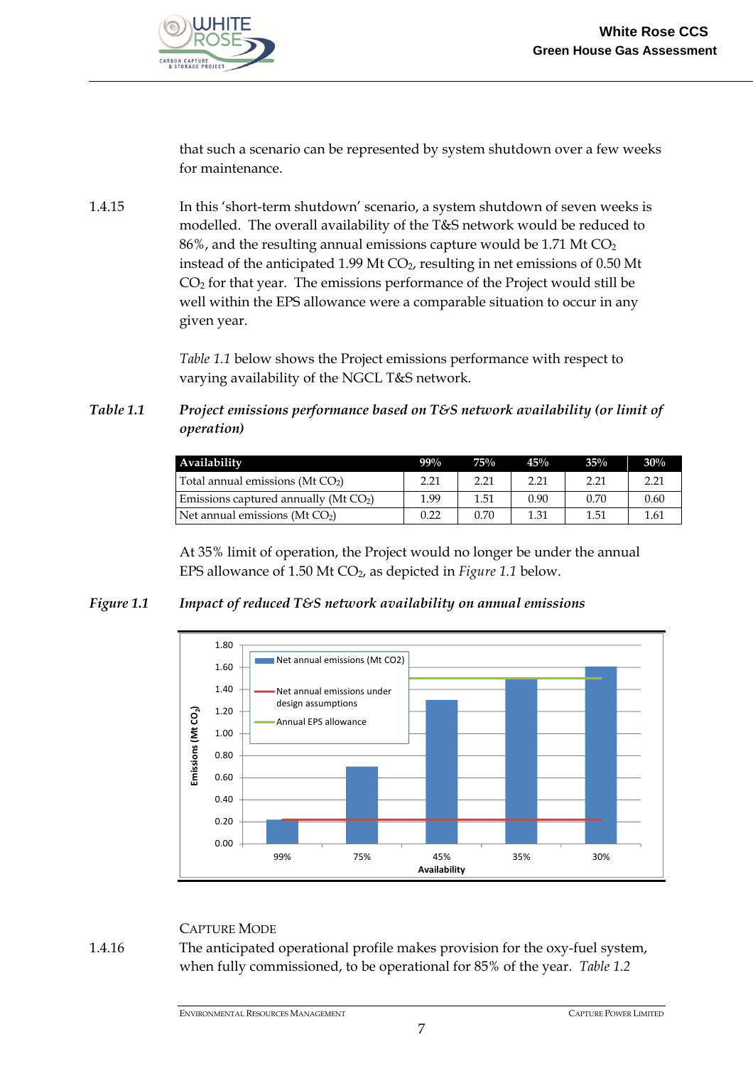that such a scenario can be represented by system shutdown over a few weeks for maintenance.

1.4.15 In this 'short-term shutdown' scenario, a system shutdown of seven weeks is modelled. The overall availability of the T&S network would be reduced to 86%, and the resulting annual emissions capture would be 1.71 Mt $CO_2$ instead of the anticipated 1.99 Mt $CO_2$, resulting in net emissions of 0.50 Mt $CO_2$ for that year. The emissions performance of the Project would still be well within the EPS allowance were a comparable situation to occur in any given year.

*Table 1.1* below shows the Project emissions performance with respect to varying availability of the NGCL T&S network.

***Table 1.1 Project emissions performance based on T&S network availability (or limit of operation)***

| Availability | 99% | 75% | 45% | 35% | 30% |
|---|---|---|---|---|---|
| Total annual emissions (Mt $CO_2$) | 2.21 | 2.21 | 2.21 | 2.21 | 2.21 |
| Emissions captured annually (Mt $CO_2$) | 1.99 | 1.51 | 0.90 | 0.70 | 0.60 |
| Net annual emissions (Mt $CO_2$) | 0.22 | 0.70 | 1.31 | 1.51 | 1.61 |

At 35% limit of operation, the Project would no longer be under the annual EPS allowance of 1.50 Mt $CO_2$, as depicted in *Figure 1.1* below.

***Figure 1.1 Impact of reduced T&S network availability on annual emissions***

CAPTURE MODE

1.4.16 The anticipated operational profile makes provision for the oxy-fuel system, when fully commissioned, to be operational for 85% of the year. *Table 1.2*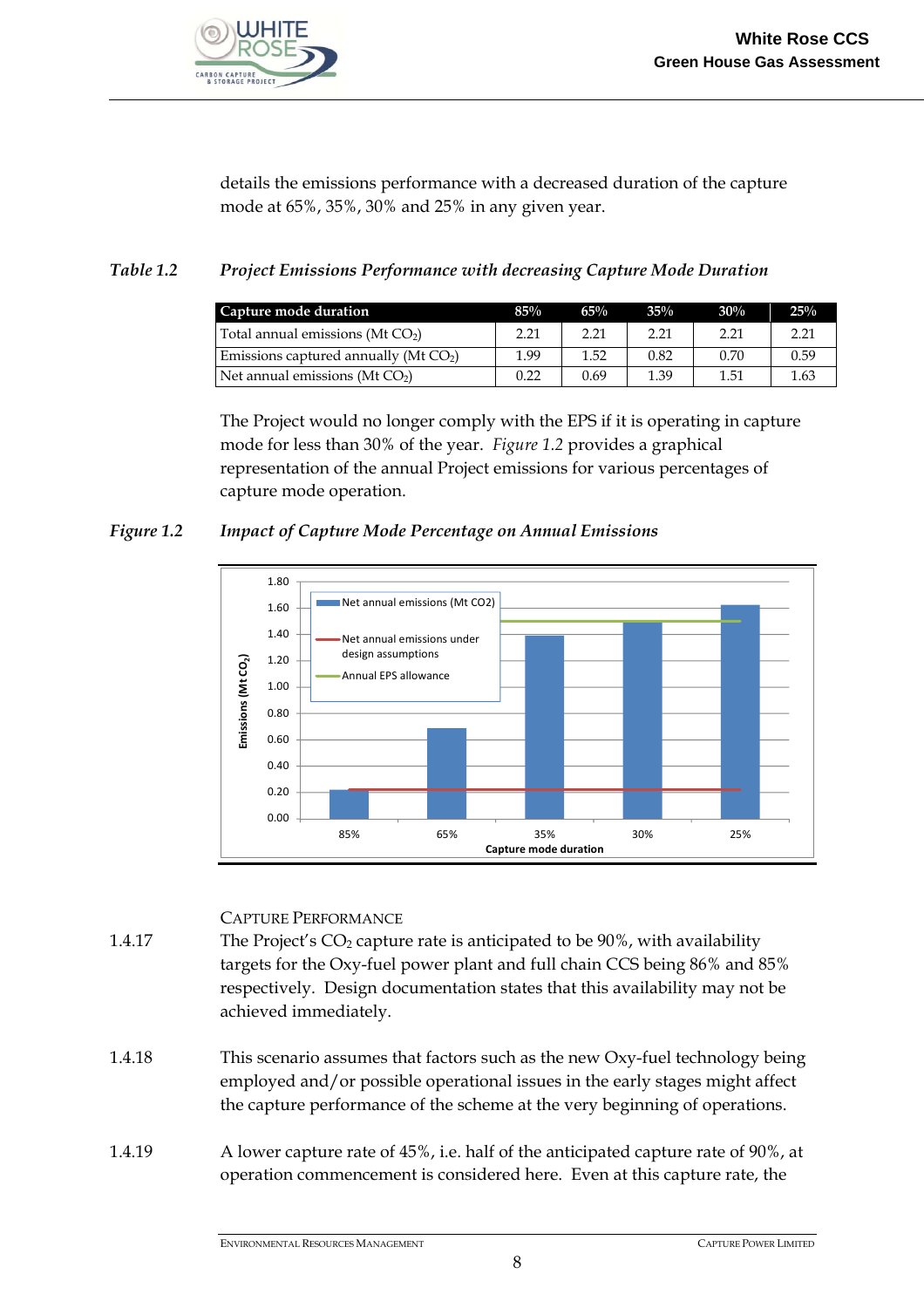details the emissions performance with a decreased duration of the capture mode at 65%, 35%, 30% and 25% in any given year.

*Table 1.2* *Project Emissions Performance with decreasing Capture Mode Duration*

| Capture mode duration | 85% | 65% | 35% | 30% | 25% |
|---|---|---|---|---|---|
| Total annual emissions (Mt $CO_2$) | 2.21 | 2.21 | 2.21 | 2.21 | 2.21 |
| Emissions captured annually (Mt $CO_2$) | 1.99 | 1.52 | 0.82 | 0.70 | 0.59 |
| Net annual emissions (Mt $CO_2$) | 0.22 | 0.69 | 1.39 | 1.51 | 1.63 |

The Project would no longer comply with the EPS if it is operating in capture mode for less than 30% of the year. *Figure 1.2* provides a graphical representation of the annual Project emissions for various percentages of capture mode operation.

*Figure 1.2* *Impact of Capture Mode Percentage on Annual Emissions*

CAPTURE PERFORMANCE

1.4.17 The Project's $CO_2$ capture rate is anticipated to be 90%, with availability targets for the Oxy-fuel power plant and full chain CCS being 86% and 85% respectively. Design documentation states that this availability may not be achieved immediately.

1.4.18 This scenario assumes that factors such as the new Oxy-fuel technology being employed and/or possible operational issues in the early stages might affect the capture performance of the scheme at the very beginning of operations.

1.4.19 A lower capture rate of 45%, i.e. half of the anticipated capture rate of 90%, at operation commencement is considered here. Even at this capture rate, the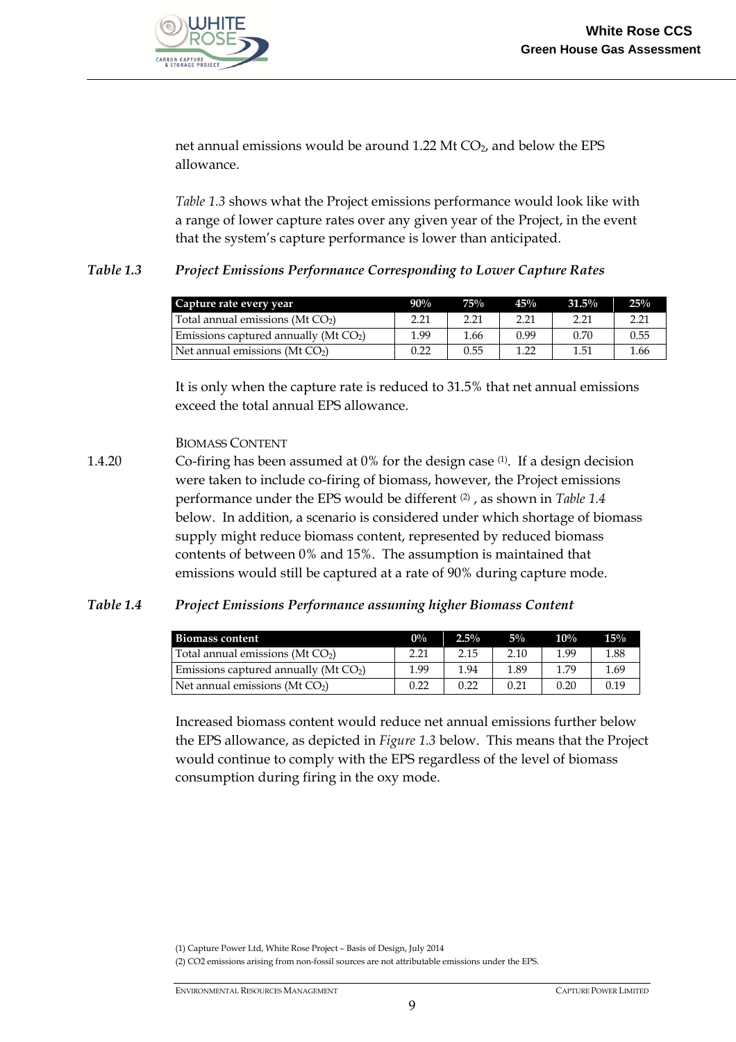net annual emissions would be around 1.22 Mt $CO_2$, and below the EPS allowance.

*Table 1.3* shows what the Project emissions performance would look like with a range of lower capture rates over any given year of the Project, in the event that the system's capture performance is lower than anticipated.

***Table 1.3 Project Emissions Performance Corresponding to Lower Capture Rates***

| Capture rate every year | 90% | 75% | 45% | 31.5% | 25% |
|---|---|---|---|---|---|
| Total annual emissions (Mt $CO_2$) | 2.21 | 2.21 | 2.21 | 2.21 | 2.21 |
| Emissions captured annually (Mt $CO_2$) | 1.99 | 1.66 | 0.99 | 0.70 | 0.55 |
| Net annual emissions (Mt $CO_2$) | 0.22 | 0.55 | 1.22 | 1.51 | 1.66 |

It is only when the capture rate is reduced to 31.5% that net annual emissions exceed the total annual EPS allowance.

BIOMASS CONTENT

1.4.20 Co-firing has been assumed at 0% for the design case [1]. If a design decision were taken to include co-firing of biomass, however, the Project emissions performance under the EPS would be different [2] , as shown in *Table 1.4* below. In addition, a scenario is considered under which shortage of biomass supply might reduce biomass content, represented by reduced biomass contents of between 0% and 15%. The assumption is maintained that emissions would still be captured at a rate of 90% during capture mode.

***Table 1.4 Project Emissions Performance assuming higher Biomass Content***

| Biomass content | 0% | 2.5% | 5% | 10% | 15% |
|---|---|---|---|---|---|
| Total annual emissions (Mt $CO_2$) | 2.21 | 2.15 | 2.10 | 1.99 | 1.88 |
| Emissions captured annually (Mt $CO_2$) | 1.99 | 1.94 | 1.89 | 1.79 | 1.69 |
| Net annual emissions (Mt $CO_2$) | 0.22 | 0.22 | 0.21 | 0.20 | 0.19 |

Increased biomass content would reduce net annual emissions further below the EPS allowance, as depicted in *Figure 1.3* below. This means that the Project would continue to comply with the EPS regardless of the level of biomass consumption during firing in the oxy mode.

(1) Capture Power Ltd, White Rose Project – Basis of Design, July 2014

(2) CO2 emissions arising from non-fossil sources are not attributable emissions under the EPS.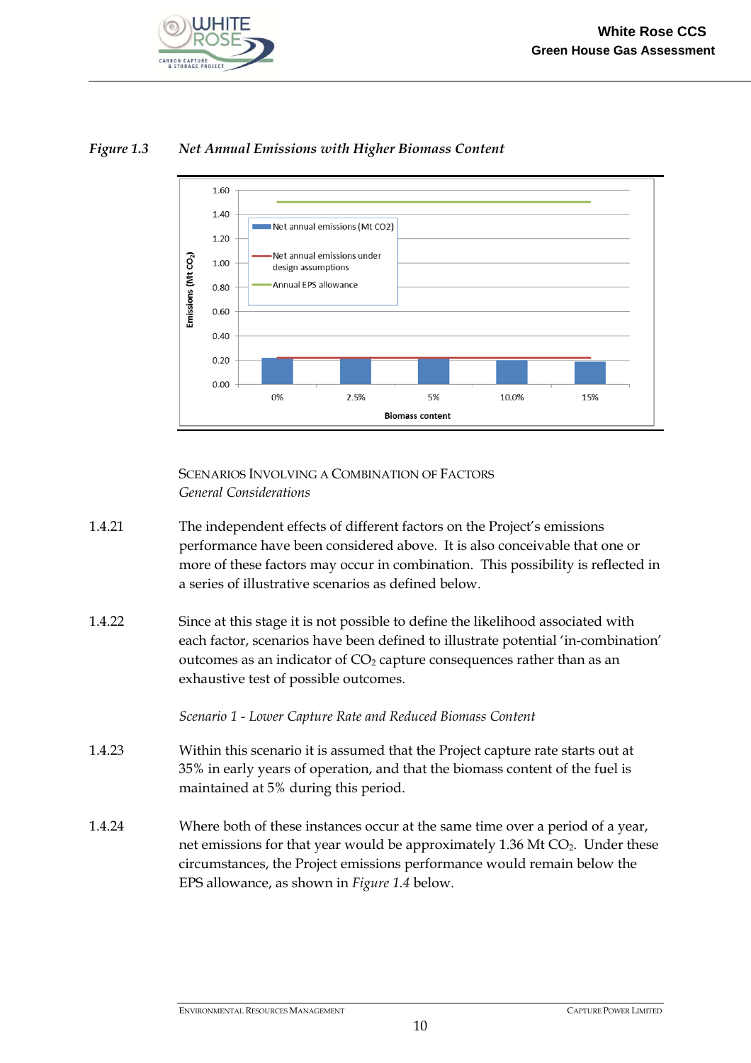*Figure 1.3 Net Annual Emissions with Higher Biomass Content*

SCENARIOS INVOLVING A COMBINATION OF FACTORS

*General Considerations*

1.4.21 The independent effects of different factors on the Project's emissions performance have been considered above. It is also conceivable that one or more of these factors may occur in combination. This possibility is reflected in a series of illustrative scenarios as defined below.

1.4.22 Since at this stage it is not possible to define the likelihood associated with each factor, scenarios have been defined to illustrate potential 'in-combination' outcomes as an indicator of $CO_2$ capture consequences rather than as an exhaustive test of possible outcomes.

*Scenario 1 - Lower Capture Rate and Reduced Biomass Content*

1.4.23 Within this scenario it is assumed that the Project capture rate starts out at 35% in early years of operation, and that the biomass content of the fuel is maintained at 5% during this period.

1.4.24 Where both of these instances occur at the same time over a period of a year, net emissions for that year would be approximately 1.36 Mt $CO_2$. Under these circumstances, the Project emissions performance would remain below the EPS allowance, as shown in *Figure 1.4* below.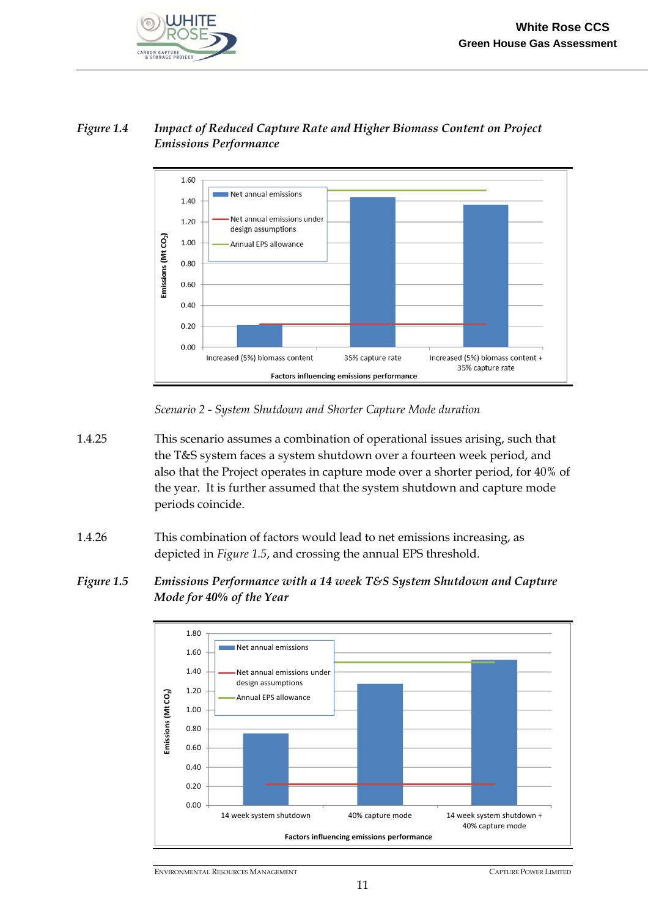*Figure 1.4 Impact of Reduced Capture Rate and Higher Biomass Content on Project Emissions Performance*

*Scenario 2 - System Shutdown and Shorter Capture Mode duration*

1.4.25 This scenario assumes a combination of operational issues arising, such that the T&S system faces a system shutdown over a fourteen week period, and also that the Project operates in capture mode over a shorter period, for 40% of the year. It is further assumed that the system shutdown and capture mode periods coincide.

1.4.26 This combination of factors would lead to net emissions increasing, as depicted in *Figure 1.5*, and crossing the annual EPS threshold.

*Figure 1.5 Emissions Performance with a 14 week T&S System Shutdown and Capture Mode for 40% of the Year*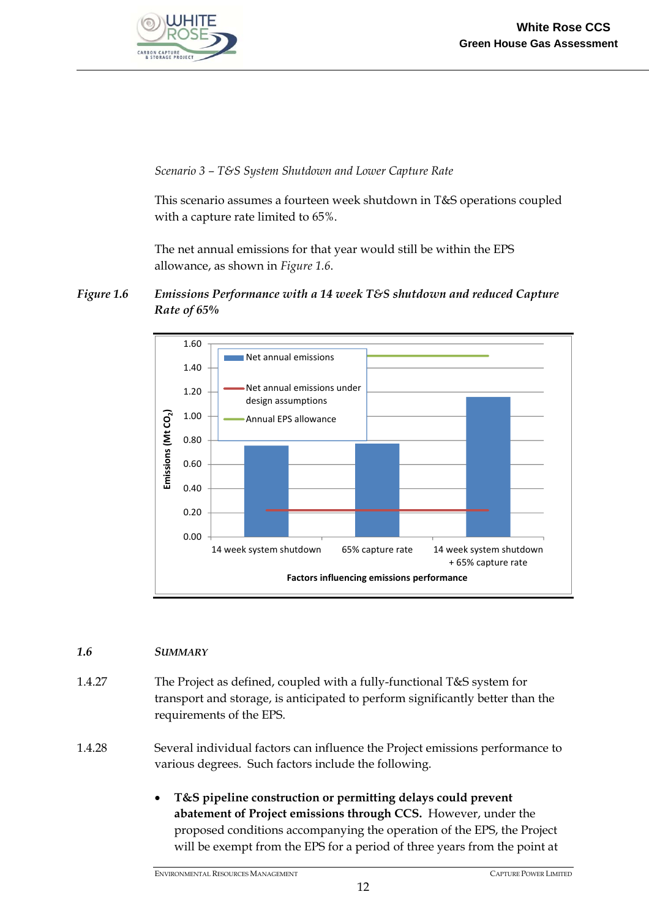*Scenario 3 – T&S System Shutdown and Lower Capture Rate*

This scenario assumes a fourteen week shutdown in T&S operations coupled with a capture rate limited to 65%.

The net annual emissions for that year would still be within the EPS allowance, as shown in *Figure 1.6*.

***Figure 1.6 Emissions Performance with a 14 week T&S shutdown and reduced Capture Rate of 65%***

## *1.6 SUMMARY*

1.4.27 The Project as defined, coupled with a fully-functional T&S system for transport and storage, is anticipated to perform significantly better than the requirements of the EPS.

1.4.28 Several individual factors can influence the Project emissions performance to various degrees. Such factors include the following.

- **T&S pipeline construction or permitting delays could prevent abatement of Project emissions through CCS.** However, under the proposed conditions accompanying the operation of the EPS, the Project will be exempt from the EPS for a period of three years from the point at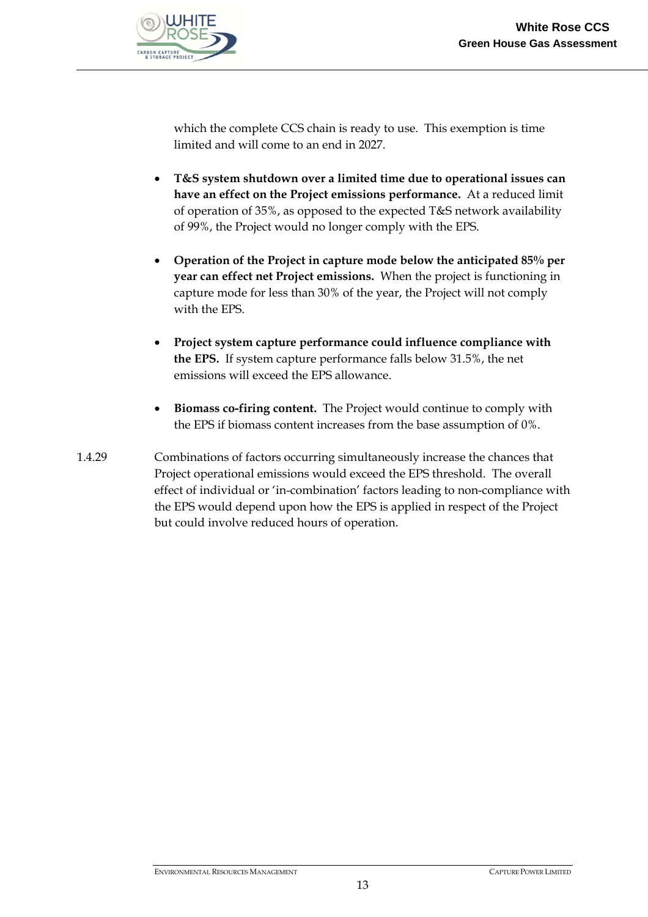which the complete CCS chain is ready to use. This exemption is time limited and will come to an end in 2027.

- **T&S system shutdown over a limited time due to operational issues can have an effect on the Project emissions performance.** At a reduced limit of operation of 35%, as opposed to the expected T&S network availability of 99%, the Project would no longer comply with the EPS.

- **Operation of the Project in capture mode below the anticipated 85% per year can effect net Project emissions.** When the project is functioning in capture mode for less than 30% of the year, the Project will not comply with the EPS.

- **Project system capture performance could influence compliance with the EPS.** If system capture performance falls below 31.5%, the net emissions will exceed the EPS allowance.

- **Biomass co-firing content.** The Project would continue to comply with the EPS if biomass content increases from the base assumption of 0%.

1.4.29 Combinations of factors occurring simultaneously increase the chances that Project operational emissions would exceed the EPS threshold. The overall effect of individual or 'in-combination' factors leading to non-compliance with the EPS would depend upon how the EPS is applied in respect of the Project but could involve reduced hours of operation.